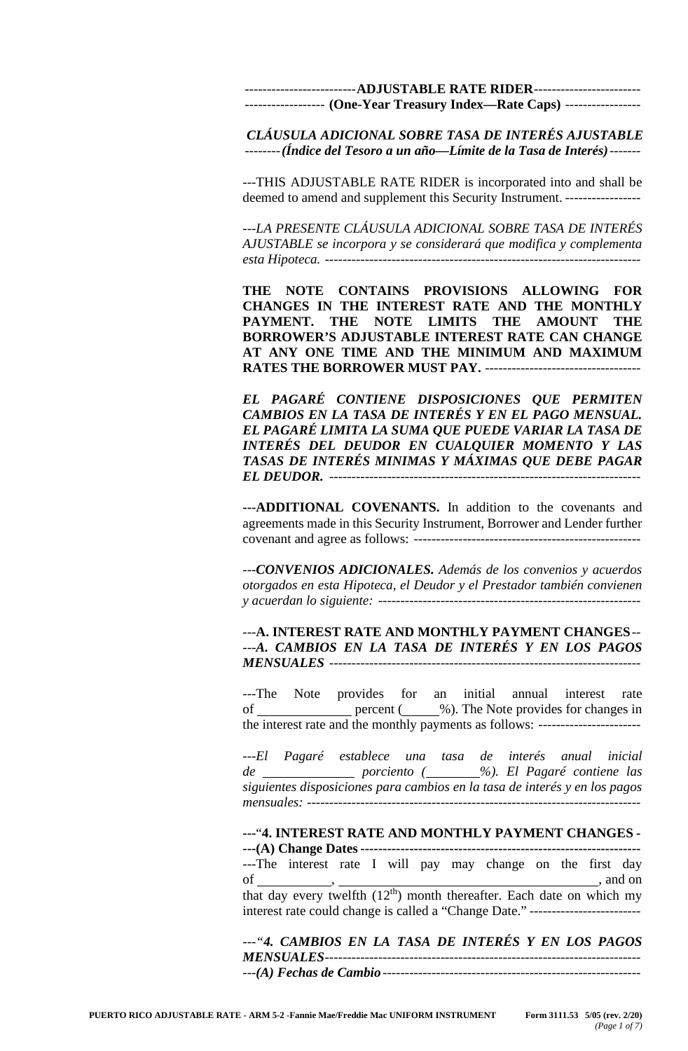-------------------------**ADJUSTABLE RATE RIDER**------------------------
------------------ **(One-Year Treasury Index—Rate Caps)** -----------------

***CLÁUSULA ADICIONAL SOBRE TASA DE INTERÉS AJUSTABLE***
--------***(Índice del Tesoro a un año—Límite de la Tasa de Interés)***-------

---THIS ADJUSTABLE RATE RIDER is incorporated into and shall be deemed to amend and supplement this Security Instrument. -----------------

---*LA PRESENTE CLÁUSULA ADICIONAL SOBRE TASA DE INTERÉS AJUSTABLE se incorpora y se considerará que modifica y complementa esta Hipoteca.* -----------------------------------------------------------------------

**THE NOTE CONTAINS PROVISIONS ALLOWING FOR CHANGES IN THE INTEREST RATE AND THE MONTHLY PAYMENT. THE NOTE LIMITS THE AMOUNT THE BORROWER'S ADJUSTABLE INTEREST RATE CAN CHANGE AT ANY ONE TIME AND THE MINIMUM AND MAXIMUM RATES THE BORROWER MUST PAY.** -----------------------------------

***EL PAGARÉ CONTIENE DISPOSICIONES QUE PERMITEN CAMBIOS EN LA TASA DE INTERÉS Y EN EL PAGO MENSUAL. EL PAGARÉ LIMITA LA SUMA QUE PUEDE VARIAR LA TASA DE INTERÉS DEL DEUDOR EN CUALQUIER MOMENTO Y LAS TASAS DE INTERÉS MINIMAS Y MÁXIMAS QUE DEBE PAGAR EL DEUDOR.*** ----------------------------------------------------------------------

---**ADDITIONAL COVENANTS.** In addition to the covenants and agreements made in this Security Instrument, Borrower and Lender further covenant and agree as follows: ---------------------------------------------------

---***CONVENIOS ADICIONALES.*** *Además de los convenios y acuerdos otorgados en esta Hipoteca, el Deudor y el Prestador también convienen y acuerdan lo siguiente:* -----------------------------------------------------------

---**A. INTEREST RATE AND MONTHLY PAYMENT CHANGES**--
---***A. CAMBIOS EN LA TASA DE INTERÉS Y EN LOS PAGOS MENSUALES*** ----------------------------------------------------------------------

---The Note provides for an initial annual interest rate of ______________ percent (_____%). The Note provides for changes in the interest rate and the monthly payments as follows: -----------------------

---*El Pagaré establece una tasa de interés anual inicial de ______________ porciento (________%). El Pagaré contiene las siguientes disposiciones para cambios en la tasa de interés y en los pagos mensuales:* ---------------------------------------------------------------------------

---"**4. INTEREST RATE AND MONTHLY PAYMENT CHANGES** -
---**(A) Change Dates** ---------------------------------------------------------------
---The interest rate I will pay may change on the first day of ___________, ________________________________________, and on that day every twelfth ($12^{th}$) month thereafter. Each date on which my interest rate could change is called a "Change Date." -------------------------

---"***4. CAMBIOS EN LA TASA DE INTERÉS Y EN LOS PAGOS MENSUALES***----------------------------------------------------------------------
---***(A) Fechas de Cambio***----------------------------------------------------------

PUERTO RICO ADJUSTABLE RATE - ARM 5-2 -Fannie Mae/Freddie Mac UNIFORM INSTRUMENT Form 3111.53 5/05 (rev. 2/20)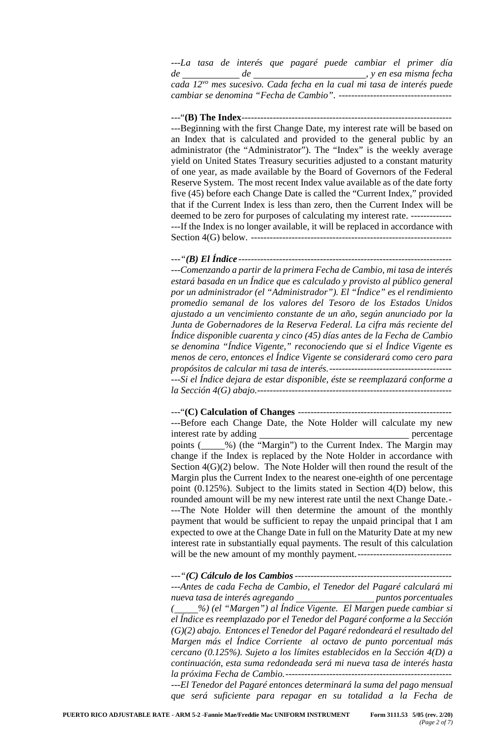*---La tasa de interés que pagaré puede cambiar el primer día de \_\_\_\_\_\_\_\_\_\_\_\_ de \_\_\_\_\_\_\_\_\_\_\_\_\_\_\_\_\_\_\_\_\_\_\_\_\_, y en esa misma fecha cada 12<sup>vo</sup> mes sucesivo. Cada fecha en la cual mi tasa de interés puede cambiar se denomina "Fecha de Cambio". ------------------------------------*

---"**(B) The Index**-------------------------------------------------------------------

---Beginning with the first Change Date, my interest rate will be based on an Index that is calculated and provided to the general public by an administrator (the "Administrator"). The "Index" is the weekly average yield on United States Treasury securities adjusted to a constant maturity of one year, as made available by the Board of Governors of the Federal Reserve System. The most recent Index value available as of the date forty five (45) before each Change Date is called the "Current Index," provided that if the Current Index is less than zero, then the Current Index will be deemed to be zero for purposes of calculating my interest rate. -------------

---If the Index is no longer available, it will be replaced in accordance with Section 4(G) below. ----------------------------------------------------------------

*---"**(B) El Índice**-------------------------------------------------------------------*

*---Comenzando a partir de la primera Fecha de Cambio, mi tasa de interés estará basada en un Índice que es calculado y provisto al público general por un administrador (el "Administrador"). El "Índice" es el rendimiento promedio semanal de los valores del Tesoro de los Estados Unidos ajustado a un vencimiento constante de un año, según anunciado por la Junta de Gobernadores de la Reserva Federal. La cifra más reciente del Índice disponible cuarenta y cinco (45) días antes de la Fecha de Cambio se denomina "Índice Vigente," reconociendo que si el Índice Vigente es menos de cero, entonces el Índice Vigente se considerará como cero para propósitos de calcular mi tasa de interés.---------------------------------------*

*---Si el Índice dejara de estar disponible, éste se reemplazará conforme a la Sección 4(G) abajo.--------------------------------------------------------------*

---"**(C) Calculation of Changes** -------------------------------------------------

---Before each Change Date, the Note Holder will calculate my new interest rate by adding \_\_\_\_\_\_\_\_\_\_\_\_\_\_\_\_\_\_\_\_\_\_\_\_\_\_\_\_\_\_\_\_ percentage points (\_\_\_\_\_%) (the "Margin") to the Current Index. The Margin may change if the Index is replaced by the Note Holder in accordance with Section 4(G)(2) below. The Note Holder will then round the result of the Margin plus the Current Index to the nearest one-eighth of one percentage point (0.125%). Subject to the limits stated in Section 4(D) below, this rounded amount will be my new interest rate until the next Change Date.-

---The Note Holder will then determine the amount of the monthly payment that would be sufficient to repay the unpaid principal that I am expected to owe at the Change Date in full on the Maturity Date at my new interest rate in substantially equal payments. The result of this calculation will be the new amount of my monthly payment.------------------------------

*---"**(C) Cálculo de los Cambios**--------------------------------------------------*

*---Antes de cada Fecha de Cambio, el Tenedor del Pagaré calculará mi nueva tasa de interés agregando \_\_\_\_\_\_\_\_\_\_\_\_\_\_\_\_\_\_ puntos porcentuales (\_\_\_\_\_%) (el "Margen") al Índice Vigente. El Margen puede cambiar si el Índice es reemplazado por el Tenedor del Pagaré conforme a la Sección (G)(2) abajo. Entonces el Tenedor del Pagaré redondeará el resultado del Margen más el Índice Corriente al octavo de punto porcentual más cercano (0.125%). Sujeto a los límites establecidos en la Sección 4(D) a continuación, esta suma redondeada será mi nueva tasa de interés hasta la próxima Fecha de Cambio.-----------------------------------------------------*

*---El Tenedor del Pagaré entonces determinará la suma del pago mensual que será suficiente para repagar en su totalidad a la Fecha de*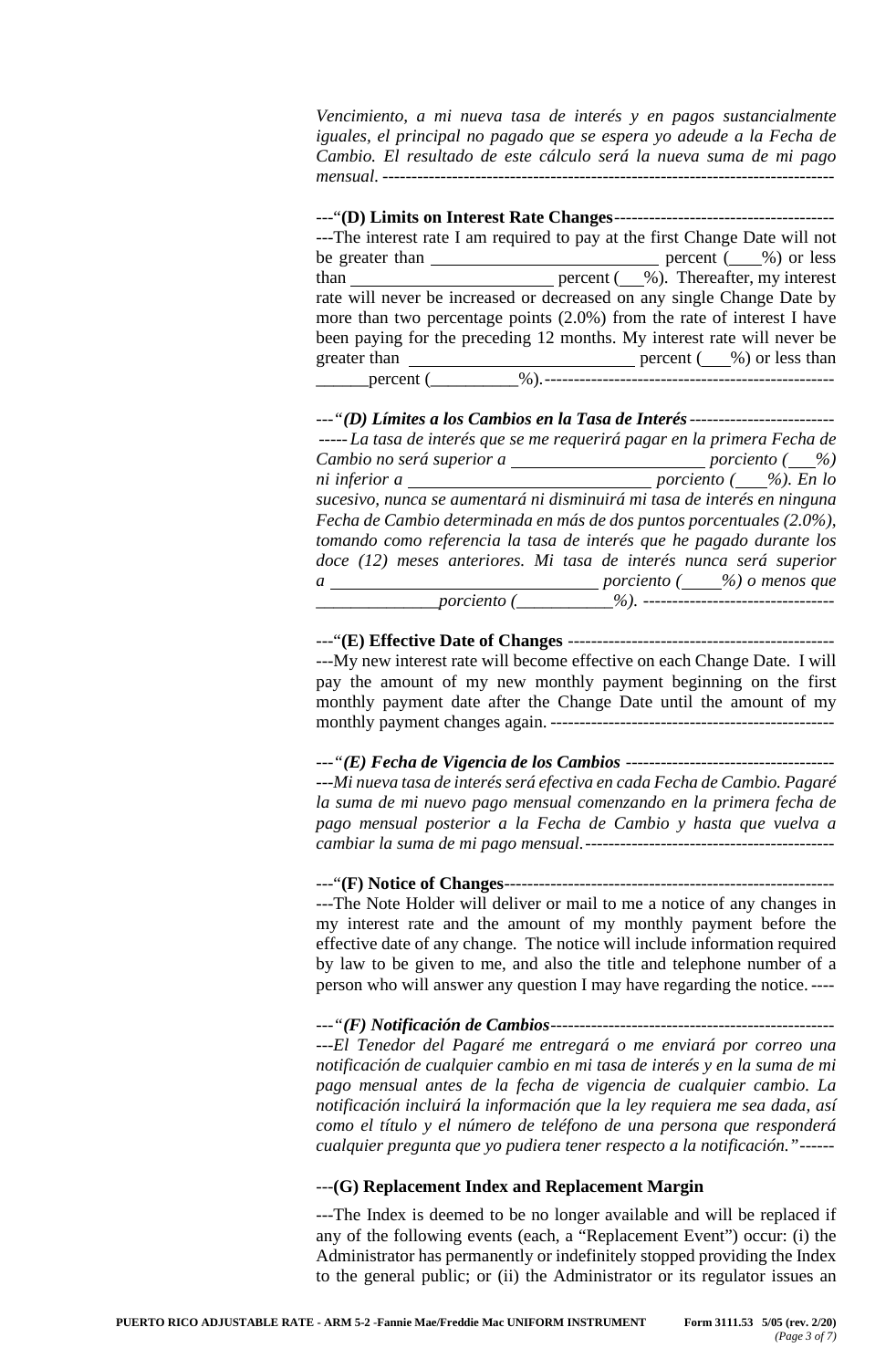*Vencimiento, a mi nueva tasa de interés y en pagos sustancialmente iguales, el principal no pagado que se espera yo adeude a la Fecha de Cambio. El resultado de este cálculo será la nueva suma de mi pago mensual.* ------------------------------------------------------------------------------

---"**(D) Limits on Interest Rate Changes**--------------------------------------

---The interest rate I am required to pay at the first Change Date will not be greater than __________________________ percent (___%) or less than ______________________ percent (__%). Thereafter, my interest rate will never be increased or decreased on any single Change Date by more than two percentage points (2.0%) from the rate of interest I have been paying for the preceding 12 months. My interest rate will never be greater than __________________________ percent (___%) or less than ______percent (__________%).--------------------------------------------------

---*"**(D) Límites a los Cambios en la Tasa de Interés**-------------------------*

*-----La tasa de interés que se me requerirá pagar en la primera Fecha de Cambio no será superior a ______________________ porciento (___%) ni inferior a ____________________________ porciento (___%). En lo sucesivo, nunca se aumentará ni disminuirá mi tasa de interés en ninguna Fecha de Cambio determinada en más de dos puntos porcentuales (2.0%), tomando como referencia la tasa de interés que he pagado durante los doce (12) meses anteriores. Mi tasa de interés nunca será superior a ______________________________ porciento (____%) o menos que ______________porciento (___________%).* ---------------------------------

---"**(E) Effective Date of Changes** ----------------------------------------------

---My new interest rate will become effective on each Change Date. I will pay the amount of my new monthly payment beginning on the first monthly payment date after the Change Date until the amount of my monthly payment changes again. -------------------------------------------------

---*"**(E) Fecha de Vigencia de los Cambios*** ------------------------------------

*---Mi nueva tasa de interés será efectiva en cada Fecha de Cambio. Pagaré la suma de mi nuevo pago mensual comenzando en la primera fecha de pago mensual posterior a la Fecha de Cambio y hasta que vuelva a cambiar la suma de mi pago mensual.*-------------------------------------------

---"**(F) Notice of Changes**---------------------------------------------------------

---The Note Holder will deliver or mail to me a notice of any changes in my interest rate and the amount of my monthly payment before the effective date of any change. The notice will include information required by law to be given to me, and also the title and telephone number of a person who will answer any question I may have regarding the notice. ----

---*"**(F) Notificación de Cambios**-------------------------------------------------*

*---El Tenedor del Pagaré me entregará o me enviará por correo una notificación de cualquier cambio en mi tasa de interés y en la suma de mi pago mensual antes de la fecha de vigencia de cualquier cambio. La notificación incluirá la información que la ley requiera me sea dada, así como el título y el número de teléfono de una persona que responderá cualquier pregunta que yo pudiera tener respecto a la notificación."*------

---**(G) Replacement Index and Replacement Margin**

---The Index is deemed to be no longer available and will be replaced if any of the following events (each, a "Replacement Event") occur: (i) the Administrator has permanently or indefinitely stopped providing the Index to the general public; or (ii) the Administrator or its regulator issues an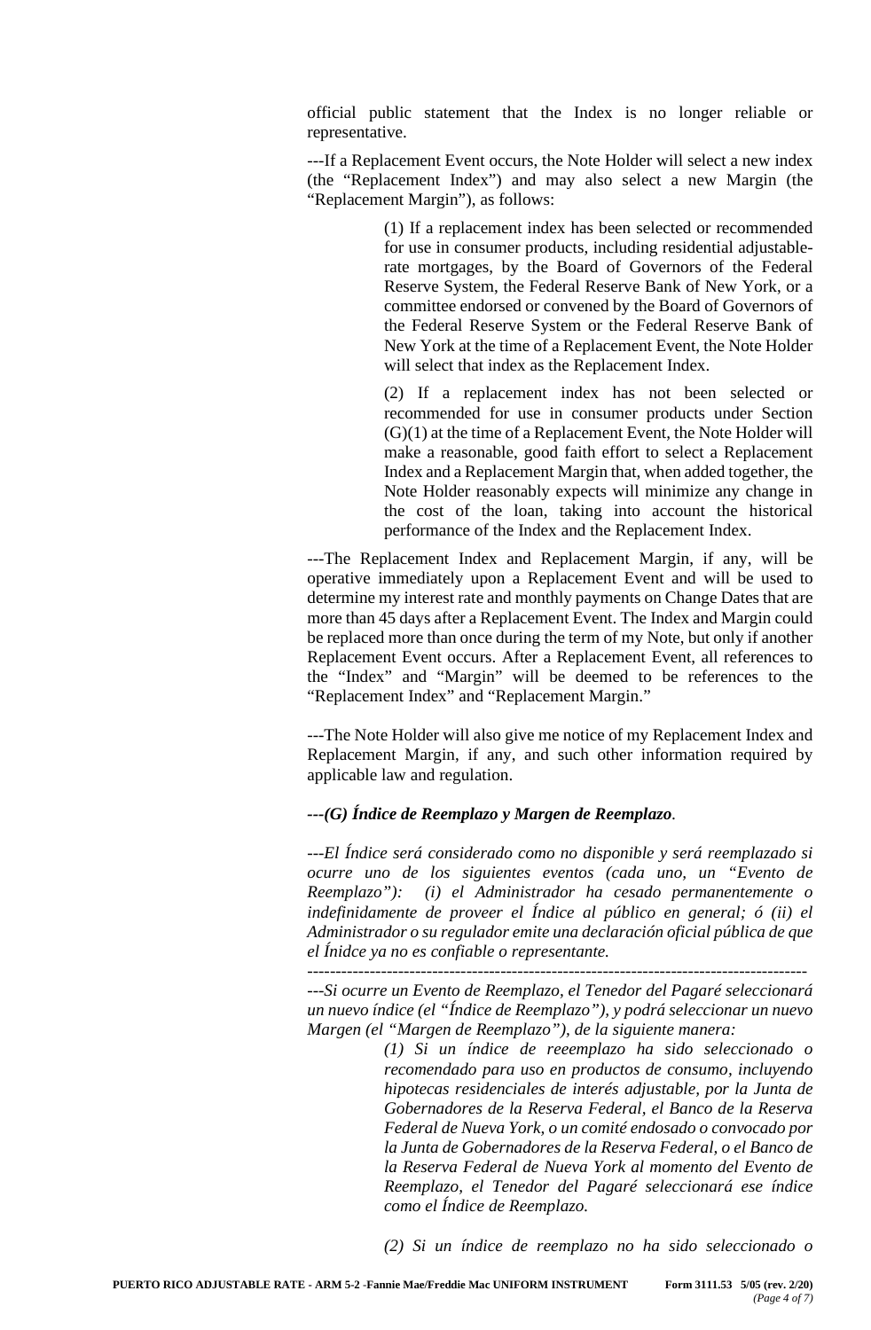official public statement that the Index is no longer reliable or representative.

---If a Replacement Event occurs, the Note Holder will select a new index (the "Replacement Index") and may also select a new Margin (the "Replacement Margin"), as follows:

(1) If a replacement index has been selected or recommended for use in consumer products, including residential adjustable-rate mortgages, by the Board of Governors of the Federal Reserve System, the Federal Reserve Bank of New York, or a committee endorsed or convened by the Board of Governors of the Federal Reserve System or the Federal Reserve Bank of New York at the time of a Replacement Event, the Note Holder will select that index as the Replacement Index.

(2) If a replacement index has not been selected or recommended for use in consumer products under Section (G)(1) at the time of a Replacement Event, the Note Holder will make a reasonable, good faith effort to select a Replacement Index and a Replacement Margin that, when added together, the Note Holder reasonably expects will minimize any change in the cost of the loan, taking into account the historical performance of the Index and the Replacement Index.

---The Replacement Index and Replacement Margin, if any, will be operative immediately upon a Replacement Event and will be used to determine my interest rate and monthly payments on Change Dates that are more than 45 days after a Replacement Event. The Index and Margin could be replaced more than once during the term of my Note, but only if another Replacement Event occurs. After a Replacement Event, all references to the "Index" and "Margin" will be deemed to be references to the "Replacement Index" and "Replacement Margin."

---The Note Holder will also give me notice of my Replacement Index and Replacement Margin, if any, and such other information required by applicable law and regulation.

***---(G) Índice de Reemplazo y Margen de Reemplazo*.**

*---El Índice será considerado como no disponible y será reemplazado si ocurre uno de los siguientes eventos (cada uno, un "Evento de Reemplazo"): (i) el Administrador ha cesado permanentemente o indefinidamente de proveer el Índice al público en general; ó (ii) el Administrador o su regulador emite una declaración oficial pública de que el Ínidce ya no es confiable o representante.*

---

*---Si ocurre un Evento de Reemplazo, el Tenedor del Pagaré seleccionará un nuevo índice (el "Índice de Reemplazo"), y podrá seleccionar un nuevo Margen (el "Margen de Reemplazo"), de la siguiente manera:*

*(1) Si un índice de reeemplazo ha sido seleccionado o recomendado para uso en productos de consumo, incluyendo hipotecas residenciales de interés adjustable, por la Junta de Gobernadores de la Reserva Federal, el Banco de la Reserva Federal de Nueva York, o un comité endosado o convocado por la Junta de Gobernadores de la Reserva Federal, o el Banco de la Reserva Federal de Nueva York al momento del Evento de Reemplazo, el Tenedor del Pagaré seleccionará ese índice como el Índice de Reemplazo.*

*(2) Si un índice de reemplazo no ha sido seleccionado o*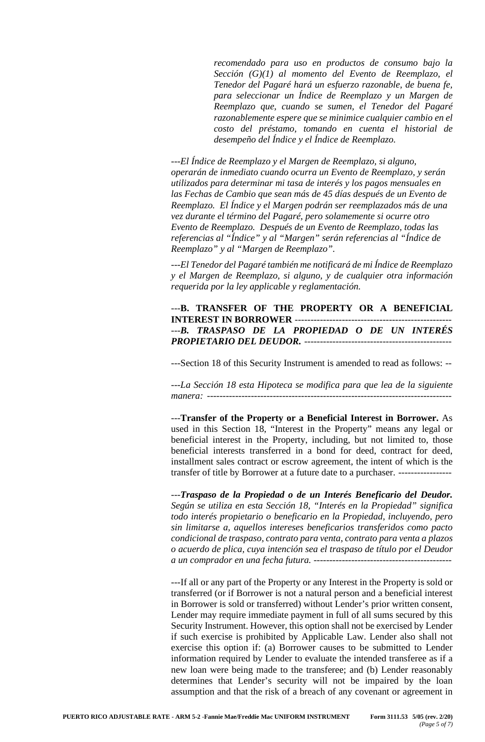*recomendado para uso en productos de consumo bajo la Sección (G)(1) al momento del Evento de Reemplazo, el Tenedor del Pagaré hará un esfuerzo razonable, de buena fe, para seleccionar un Índice de Reemplazo y un Margen de Reemplazo que, cuando se sumen, el Tenedor del Pagaré razonablemente espere que se minimice cualquier cambio en el costo del préstamo, tomando en cuenta el historial de desempeño del Índice y el Índice de Reemplazo.*

*---El Índice de Reemplazo y el Margen de Reemplazo, si alguno, operarán de inmediato cuando ocurra un Evento de Reemplazo, y serán utilizados para determinar mi tasa de interés y los pagos mensuales en las Fechas de Cambio que sean más de 45 días después de un Evento de Reemplazo. El Índice y el Margen podrán ser reemplazados más de una vez durante el término del Pagaré, pero solamente si ocurre otro Evento de Reemplazo. Después de un Evento de Reemplazo, todas las referencias al "Índice" y al "Margen" serán referencias al "Índice de Reemplazo" y al "Margen de Reemplazo".*

*---El Tenedor del Pagaré también me notificará de mi Índice de Reemplazo y el Margen de Reemplazo, si alguno, y de cualquier otra información requerida por la ley applicable y reglamentación.*

---**B. TRANSFER OF THE PROPERTY OR A BENEFICIAL INTEREST IN BORROWER** -------------------------------------------------
---***B. TRASPASO DE LA PROPIEDAD O DE UN INTERÉS PROPIETARIO DEL DEUDOR.*** ----------------------------------------------

---Section 18 of this Security Instrument is amended to read as follows: --

*---La Sección 18 esta Hipoteca se modifica para que lea de la siguiente manera: ------------------------------------------------------------------------------*

---**Transfer of the Property or a Beneficial Interest in Borrower.** As used in this Section 18, "Interest in the Property" means any legal or beneficial interest in the Property, including, but not limited to, those beneficial interests transferred in a bond for deed, contract for deed, installment sales contract or escrow agreement, the intent of which is the transfer of title by Borrower at a future date to a purchaser. -----------------

*---**Traspaso de la Propiedad o de un Interés Beneficario del Deudor.** Según se utiliza en esta Sección 18, "Interés en la Propiedad" significa todo interés propietario o beneficario en la Propiedad, incluyendo, pero sin limitarse a, aquellos intereses beneficarios transferidos como pacto condicional de traspaso, contrato para venta, contrato para venta a plazos o acuerdo de plica, cuya intención sea el traspaso de título por el Deudor a un comprador en una fecha futura. --------------------------------------------*

---If all or any part of the Property or any Interest in the Property is sold or transferred (or if Borrower is not a natural person and a beneficial interest in Borrower is sold or transferred) without Lender's prior written consent, Lender may require immediate payment in full of all sums secured by this Security Instrument. However, this option shall not be exercised by Lender if such exercise is prohibited by Applicable Law. Lender also shall not exercise this option if: (a) Borrower causes to be submitted to Lender information required by Lender to evaluate the intended transferee as if a new loan were being made to the transferee; and (b) Lender reasonably determines that Lender's security will not be impaired by the loan assumption and that the risk of a breach of any covenant or agreement in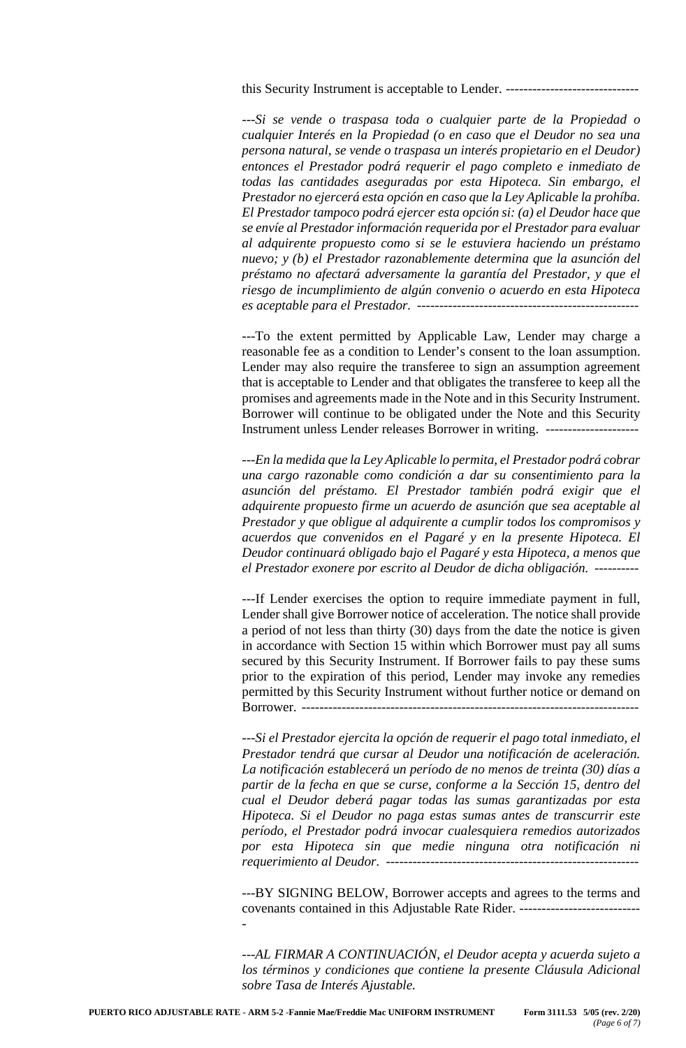this Security Instrument is acceptable to Lender. -----------------------------

*---Si se vende o traspasa toda o cualquier parte de la Propiedad o cualquier Interés en la Propiedad (o en caso que el Deudor no sea una persona natural, se vende o traspasa un interés propietario en el Deudor) entonces el Prestador podrá requerir el pago completo e inmediato de todas las cantidades aseguradas por esta Hipoteca. Sin embargo, el Prestador no ejercerá esta opción en caso que la Ley Aplicable la prohíba. El Prestador tampoco podrá ejercer esta opción si: (a) el Deudor hace que se envíe al Prestador información requerida por el Prestador para evaluar al adquirente propuesto como si se le estuviera haciendo un préstamo nuevo; y (b) el Prestador razonablemente determina que la asunción del préstamo no afectará adversamente la garantía del Prestador, y que el riesgo de incumplimiento de algún convenio o acuerdo en esta Hipoteca es aceptable para el Prestador. -------------------------------------------------*

---To the extent permitted by Applicable Law, Lender may charge a reasonable fee as a condition to Lender's consent to the loan assumption. Lender may also require the transferee to sign an assumption agreement that is acceptable to Lender and that obligates the transferee to keep all the promises and agreements made in the Note and in this Security Instrument. Borrower will continue to be obligated under the Note and this Security Instrument unless Lender releases Borrower in writing. ---------------------

*---En la medida que la Ley Aplicable lo permita, el Prestador podrá cobrar una cargo razonable como condición a dar su consentimiento para la asunción del préstamo. El Prestador también podrá exigir que el adquirente propuesto firme un acuerdo de asunción que sea aceptable al Prestador y que obligue al adquirente a cumplir todos los compromisos y acuerdos que convenidos en el Pagaré y en la presente Hipoteca. El Deudor continuará obligado bajo el Pagaré y esta Hipoteca, a menos que el Prestador exonere por escrito al Deudor de dicha obligación. ----------*

---If Lender exercises the option to require immediate payment in full, Lender shall give Borrower notice of acceleration. The notice shall provide a period of not less than thirty (30) days from the date the notice is given in accordance with Section 15 within which Borrower must pay all sums secured by this Security Instrument. If Borrower fails to pay these sums prior to the expiration of this period, Lender may invoke any remedies permitted by this Security Instrument without further notice or demand on Borrower. ---------------------------------------------------------------------------

*---Si el Prestador ejercita la opción de requerir el pago total inmediato, el Prestador tendrá que cursar al Deudor una notificación de aceleración. La notificación establecerá un período de no menos de treinta (30) días a partir de la fecha en que se curse, conforme a la Sección 15, dentro del cual el Deudor deberá pagar todas las sumas garantizadas por esta Hipoteca. Si el Deudor no paga estas sumas antes de transcurrir este período, el Prestador podrá invocar cualesquiera remedios autorizados por esta Hipoteca sin que medie ninguna otra notificación ni requerimiento al Deudor. --------------------------------------------------------*

---BY SIGNING BELOW, Borrower accepts and agrees to the terms and covenants contained in this Adjustable Rate Rider. ---------------------------

*---AL FIRMAR A CONTINUACIÓN, el Deudor acepta y acuerda sujeto a los términos y condiciones que contiene la presente Cláusula Adicional sobre Tasa de Interés Ajustable.*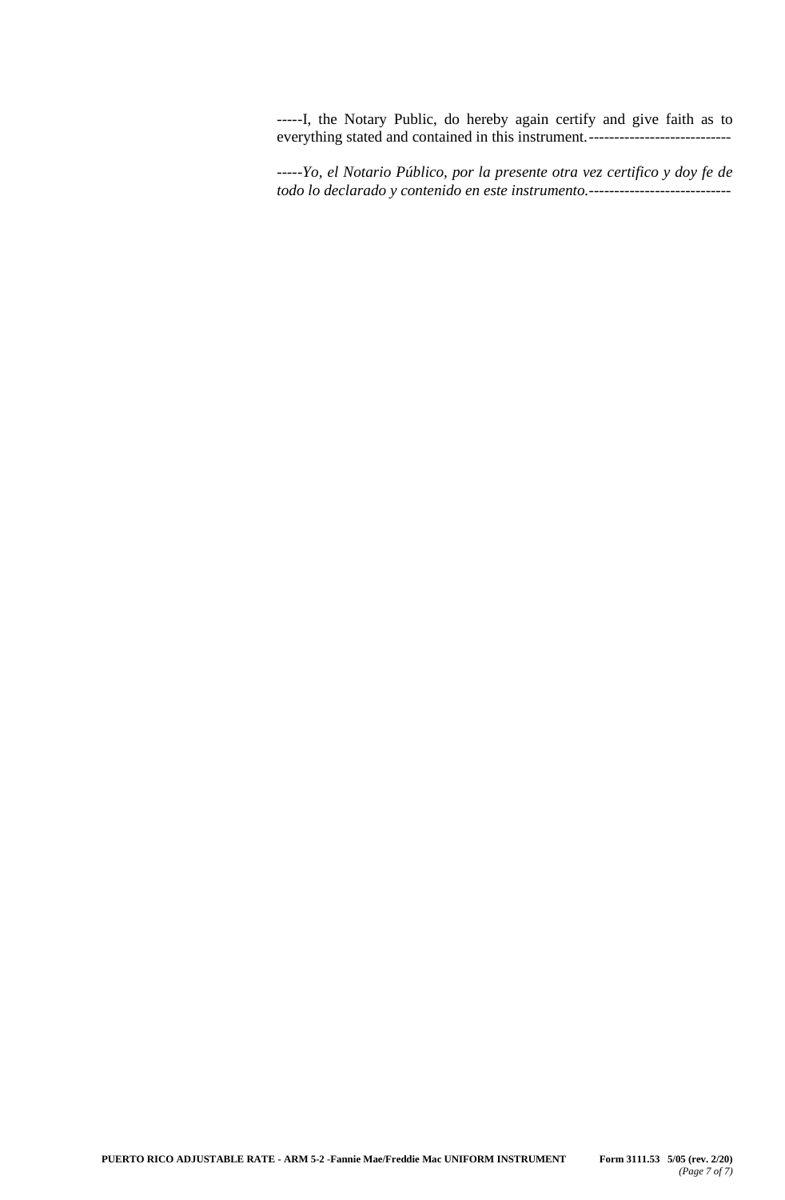-----I, the Notary Public, do hereby again certify and give faith as to everything stated and contained in this instrument.----------------------------

*-----Yo, el Notario Público, por la presente otra vez certifico y doy fe de todo lo declarado y contenido en este instrumento.----------------------------*